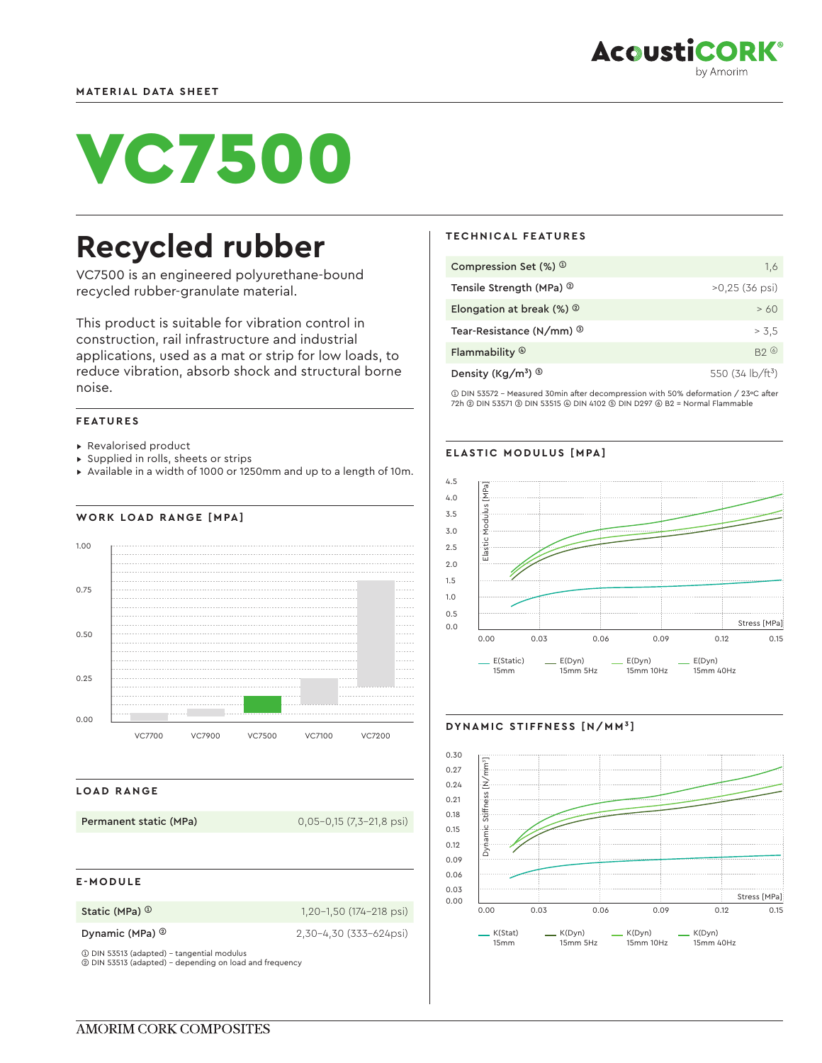MATERIAL DATA SHEET

# VC7500

## Recycled rubber

VC7500 is an engineered polyurethane-bound recycled rubber-granulate material.

This product is suitable for vibration control in construction, rail infrastructure and industrial applications, used as a mat or strip for low loads, to reduce vibration, absorb shock and structural borne noise.

### FEATURES

- Revalorised product
- Supplied in rolls, sheets or strips
- Available in a width of 1000 or 1250mm and up to a length of 10m.

### WORK LOAD RANGE [MPA]

### LOAD RANGE

| Permanent static (MPa) | 0,05–0,15 (7,3–21,8 psi) |
|---|---|

### E-MODULE

| | |
|---|---|
| Static (MPa) ① | 1,20–1,50 (174–218 psi) |
| Dynamic (MPa) ② | 2,30–4,30 (333–624psi) |

① DIN 53513 (adapted) – tangential modulus
② DIN 53513 (adapted) – depending on load and frequency

### TECHNICAL FEATURES

| | |
|---|---|
| Compression Set (%) ① | 1,6 |
| Tensile Strength (MPa) ② | >0,25 (36 psi) |
| Elongation at break (%) ② | > 60 |
| Tear-Resistance (N/mm) ③ | > 3,5 |
| Flammability ④ | B2 ⑥ |
| Density (Kg/m³) ⑤ | 550 (34 lb/ft³) |

① DIN 53572 – Measured 30min after decompression with 50% deformation / 23ºC after 72h ② DIN 53571 ③ DIN 53515 ④ DIN 4102 ⑤ DIN D297 ⑥ B2 = Normal Flammable

### ELASTIC MODULUS [MPA]

### DYNAMIC STIFFNESS [N/MM³]

AMORIM CORK COMPOSITES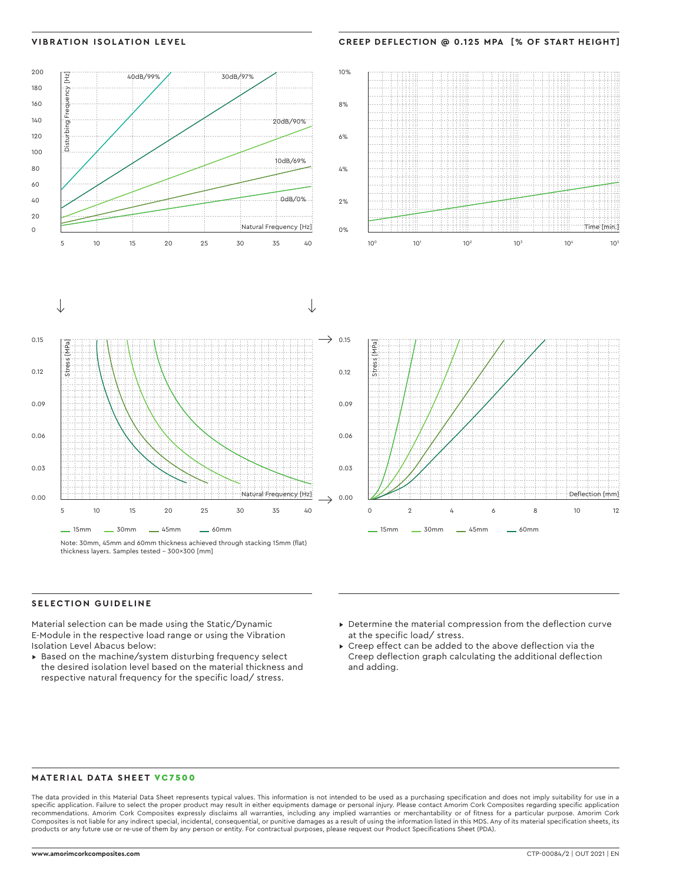## VIBRATION ISOLATION LEVEL

200
180
160
140
120
100
80
60
40
20
0

Disturbing Frequency [Hz]

40dB/99%
30dB/97%
20dB/90%
10dB/69%
0dB/0%

Natural Frequency [Hz]

5 10 15 20 25 30 35 40

## CREEP DEFLECTION @ 0.125 MPA [% OF START HEIGHT]

10%
8%
6%
4%
2%
0%

Time [min.]

$10^0$ $10^1$ $10^2$ $10^3$ $10^4$ $10^5$

0.15
0.12
0.09
0.06
0.03
0.00

Stress [MPa]

Natural Frequency [Hz]

5 10 15 20 25 30 35 40

15mm 30mm 45mm 60mm

Note: 30mm, 45mm and 60mm thickness achieved through stacking 15mm (flat) thickness layers. Samples tested – 300×300 [mm]

0.15
0.12
0.09
0.06
0.03
0.00

Stress [MPa]

Deflection [mm]

0 2 4 6 8 10 12

15mm 30mm 45mm 60mm

## SELECTION GUIDELINE

Material selection can be made using the Static/Dynamic E-Module in the respective load range or using the Vibration Isolation Level Abacus below:

- Based on the machine/system disturbing frequency select the desired isolation level based on the material thickness and respective natural frequency for the specific load/ stress.
- Determine the material compression from the deflection curve at the specific load/ stress.
- Creep effect can be added to the above deflection via the Creep deflection graph calculating the additional deflection and adding.

## MATERIAL DATA SHEET VC7500

The data provided in this Material Data Sheet represents typical values. This information is not intended to be used as a purchasing specification and does not imply suitability for use in a specific application. Failure to select the proper product may result in either equipments damage or personal injury. Please contact Amorim Cork Composites regarding specific application recommendations. Amorim Cork Composites expressly disclaims all warranties, including any implied warranties or merchantability or of fitness for a particular purpose. Amorim Cork Composites is not liable for any indirect special, incidental, consequential, or punitive damages as a result of using the information listed in this MDS. Any of its material specification sheets, its products or any future use or re-use of them by any person or entity. For contractual purposes, please request our Product Specifications Sheet (PDA).

**www.amorimcorkcomposites.com**

CTP-00084/2 | OUT 2021 | EN